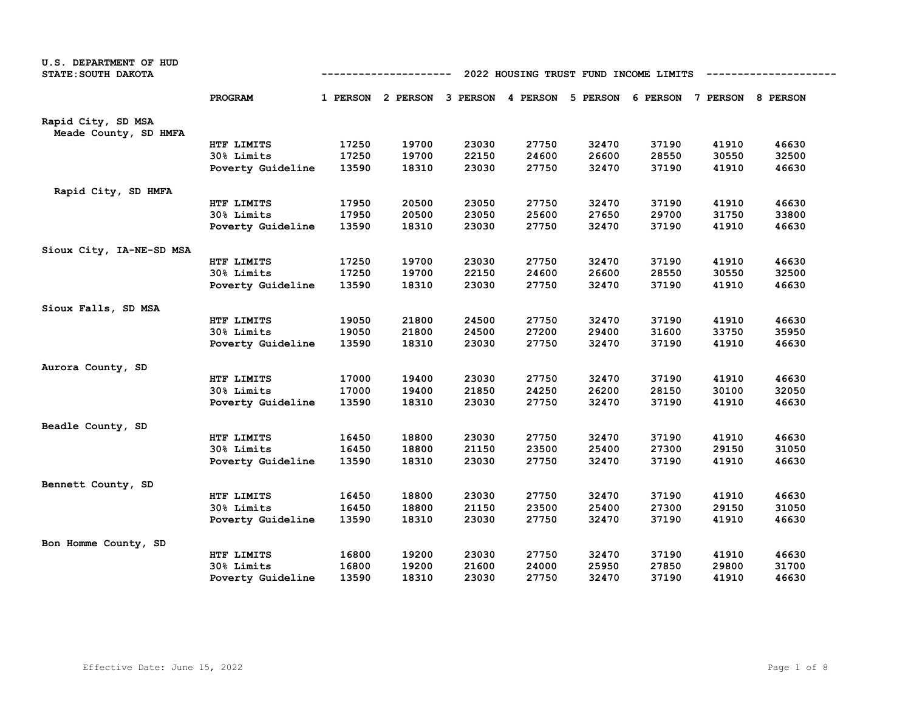U.S. DEPARTMENT OF HUD
STATE: SOUTH DAKOTA

## 2022 HOUSING TRUST FUND INCOME LIMITS

| | PROGRAM | 1 PERSON | 2 PERSON | 3 PERSON | 4 PERSON | 5 PERSON | 6 PERSON | 7 PERSON | 8 PERSON |
|---|---|---|---|---|---|---|---|---|---|
| **Rapid City, SD MSA** | | | | | | | | | |
| Meade County, SD HMFA | | | | | | | | | |
| | HTF LIMITS | 17250 | 19700 | 23030 | 27750 | 32470 | 37190 | 41910 | 46630 |
| | 30% Limits | 17250 | 19700 | 22150 | 24600 | 26600 | 28550 | 30550 | 32500 |
| | Poverty Guideline | 13590 | 18310 | 23030 | 27750 | 32470 | 37190 | 41910 | 46630 |
| Rapid City, SD HMFA | | | | | | | | | |
| | HTF LIMITS | 17950 | 20500 | 23050 | 27750 | 32470 | 37190 | 41910 | 46630 |
| | 30% Limits | 17950 | 20500 | 23050 | 25600 | 27650 | 29700 | 31750 | 33800 |
| | Poverty Guideline | 13590 | 18310 | 23030 | 27750 | 32470 | 37190 | 41910 | 46630 |
| **Sioux City, IA-NE-SD MSA** | | | | | | | | | |
| | HTF LIMITS | 17250 | 19700 | 23030 | 27750 | 32470 | 37190 | 41910 | 46630 |
| | 30% Limits | 17250 | 19700 | 22150 | 24600 | 26600 | 28550 | 30550 | 32500 |
| | Poverty Guideline | 13590 | 18310 | 23030 | 27750 | 32470 | 37190 | 41910 | 46630 |
| **Sioux Falls, SD MSA** | | | | | | | | | |
| | HTF LIMITS | 19050 | 21800 | 24500 | 27750 | 32470 | 37190 | 41910 | 46630 |
| | 30% Limits | 19050 | 21800 | 24500 | 27200 | 29400 | 31600 | 33750 | 35950 |
| | Poverty Guideline | 13590 | 18310 | 23030 | 27750 | 32470 | 37190 | 41910 | 46630 |
| **Aurora County, SD** | | | | | | | | | |
| | HTF LIMITS | 17000 | 19400 | 23030 | 27750 | 32470 | 37190 | 41910 | 46630 |
| | 30% Limits | 17000 | 19400 | 21850 | 24250 | 26200 | 28150 | 30100 | 32050 |
| | Poverty Guideline | 13590 | 18310 | 23030 | 27750 | 32470 | 37190 | 41910 | 46630 |
| **Beadle County, SD** | | | | | | | | | |
| | HTF LIMITS | 16450 | 18800 | 23030 | 27750 | 32470 | 37190 | 41910 | 46630 |
| | 30% Limits | 16450 | 18800 | 21150 | 23500 | 25400 | 27300 | 29150 | 31050 |
| | Poverty Guideline | 13590 | 18310 | 23030 | 27750 | 32470 | 37190 | 41910 | 46630 |
| **Bennett County, SD** | | | | | | | | | |
| | HTF LIMITS | 16450 | 18800 | 23030 | 27750 | 32470 | 37190 | 41910 | 46630 |
| | 30% Limits | 16450 | 18800 | 21150 | 23500 | 25400 | 27300 | 29150 | 31050 |
| | Poverty Guideline | 13590 | 18310 | 23030 | 27750 | 32470 | 37190 | 41910 | 46630 |
| **Bon Homme County, SD** | | | | | | | | | |
| | HTF LIMITS | 16800 | 19200 | 23030 | 27750 | 32470 | 37190 | 41910 | 46630 |
| | 30% Limits | 16800 | 19200 | 21600 | 24000 | 25950 | 27850 | 29800 | 31700 |
| | Poverty Guideline | 13590 | 18310 | 23030 | 27750 | 32470 | 37190 | 41910 | 46630 |

Effective Date: June 15, 2022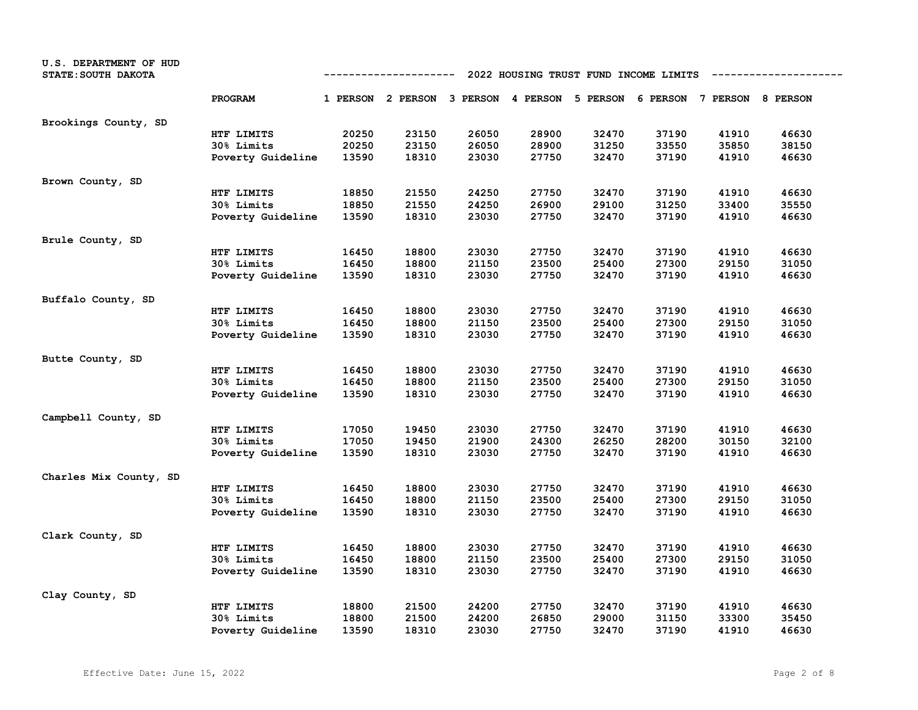U.S. DEPARTMENT OF HUD
STATE: SOUTH DAKOTA

## 2022 HOUSING TRUST FUND INCOME LIMITS

| | PROGRAM | 1 PERSON | 2 PERSON | 3 PERSON | 4 PERSON | 5 PERSON | 6 PERSON | 7 PERSON | 8 PERSON |
|---|---|---|---|---|---|---|---|---|---|
| Brookings County, SD | | | | | | | | | |
| | HTF LIMITS | 20250 | 23150 | 26050 | 28900 | 32470 | 37190 | 41910 | 46630 |
| | 30% Limits | 20250 | 23150 | 26050 | 28900 | 31250 | 33550 | 35850 | 38150 |
| | Poverty Guideline | 13590 | 18310 | 23030 | 27750 | 32470 | 37190 | 41910 | 46630 |
| Brown County, SD | | | | | | | | | |
| | HTF LIMITS | 18850 | 21550 | 24250 | 27750 | 32470 | 37190 | 41910 | 46630 |
| | 30% Limits | 18850 | 21550 | 24250 | 26900 | 29100 | 31250 | 33400 | 35550 |
| | Poverty Guideline | 13590 | 18310 | 23030 | 27750 | 32470 | 37190 | 41910 | 46630 |
| Brule County, SD | | | | | | | | | |
| | HTF LIMITS | 16450 | 18800 | 23030 | 27750 | 32470 | 37190 | 41910 | 46630 |
| | 30% Limits | 16450 | 18800 | 21150 | 23500 | 25400 | 27300 | 29150 | 31050 |
| | Poverty Guideline | 13590 | 18310 | 23030 | 27750 | 32470 | 37190 | 41910 | 46630 |
| Buffalo County, SD | | | | | | | | | |
| | HTF LIMITS | 16450 | 18800 | 23030 | 27750 | 32470 | 37190 | 41910 | 46630 |
| | 30% Limits | 16450 | 18800 | 21150 | 23500 | 25400 | 27300 | 29150 | 31050 |
| | Poverty Guideline | 13590 | 18310 | 23030 | 27750 | 32470 | 37190 | 41910 | 46630 |
| Butte County, SD | | | | | | | | | |
| | HTF LIMITS | 16450 | 18800 | 23030 | 27750 | 32470 | 37190 | 41910 | 46630 |
| | 30% Limits | 16450 | 18800 | 21150 | 23500 | 25400 | 27300 | 29150 | 31050 |
| | Poverty Guideline | 13590 | 18310 | 23030 | 27750 | 32470 | 37190 | 41910 | 46630 |
| Campbell County, SD | | | | | | | | | |
| | HTF LIMITS | 17050 | 19450 | 23030 | 27750 | 32470 | 37190 | 41910 | 46630 |
| | 30% Limits | 17050 | 19450 | 21900 | 24300 | 26250 | 28200 | 30150 | 32100 |
| | Poverty Guideline | 13590 | 18310 | 23030 | 27750 | 32470 | 37190 | 41910 | 46630 |
| Charles Mix County, SD | | | | | | | | | |
| | HTF LIMITS | 16450 | 18800 | 23030 | 27750 | 32470 | 37190 | 41910 | 46630 |
| | 30% Limits | 16450 | 18800 | 21150 | 23500 | 25400 | 27300 | 29150 | 31050 |
| | Poverty Guideline | 13590 | 18310 | 23030 | 27750 | 32470 | 37190 | 41910 | 46630 |
| Clark County, SD | | | | | | | | | |
| | HTF LIMITS | 16450 | 18800 | 23030 | 27750 | 32470 | 37190 | 41910 | 46630 |
| | 30% Limits | 16450 | 18800 | 21150 | 23500 | 25400 | 27300 | 29150 | 31050 |
| | Poverty Guideline | 13590 | 18310 | 23030 | 27750 | 32470 | 37190 | 41910 | 46630 |
| Clay County, SD | | | | | | | | | |
| | HTF LIMITS | 18800 | 21500 | 24200 | 27750 | 32470 | 37190 | 41910 | 46630 |
| | 30% Limits | 18800 | 21500 | 24200 | 26850 | 29000 | 31150 | 33300 | 35450 |
| | Poverty Guideline | 13590 | 18310 | 23030 | 27750 | 32470 | 37190 | 41910 | 46630 |

Effective Date: June 15, 2022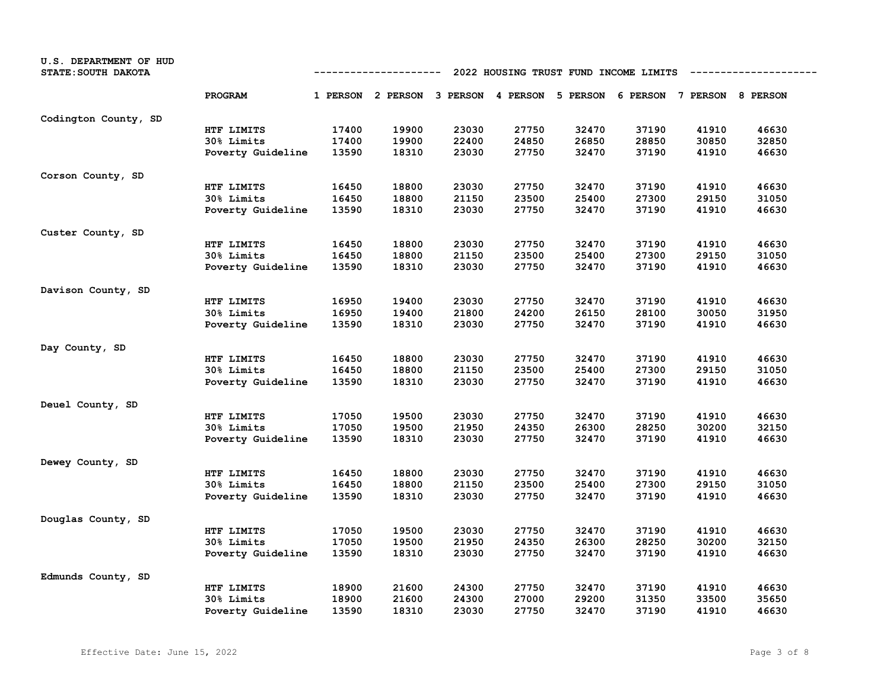U.S. DEPARTMENT OF HUD
STATE: SOUTH DAKOTA

## 2022 HOUSING TRUST FUND INCOME LIMITS

| | PROGRAM | 1 PERSON | 2 PERSON | 3 PERSON | 4 PERSON | 5 PERSON | 6 PERSON | 7 PERSON | 8 PERSON |
|---|---|---|---|---|---|---|---|---|---|
| Codington County, SD | | | | | | | | | |
| | HTF LIMITS | 17400 | 19900 | 23030 | 27750 | 32470 | 37190 | 41910 | 46630 |
| | 30% Limits | 17400 | 19900 | 22400 | 24850 | 26850 | 28850 | 30850 | 32850 |
| | Poverty Guideline | 13590 | 18310 | 23030 | 27750 | 32470 | 37190 | 41910 | 46630 |
| Corson County, SD | | | | | | | | | |
| | HTF LIMITS | 16450 | 18800 | 23030 | 27750 | 32470 | 37190 | 41910 | 46630 |
| | 30% Limits | 16450 | 18800 | 21150 | 23500 | 25400 | 27300 | 29150 | 31050 |
| | Poverty Guideline | 13590 | 18310 | 23030 | 27750 | 32470 | 37190 | 41910 | 46630 |
| Custer County, SD | | | | | | | | | |
| | HTF LIMITS | 16450 | 18800 | 23030 | 27750 | 32470 | 37190 | 41910 | 46630 |
| | 30% Limits | 16450 | 18800 | 21150 | 23500 | 25400 | 27300 | 29150 | 31050 |
| | Poverty Guideline | 13590 | 18310 | 23030 | 27750 | 32470 | 37190 | 41910 | 46630 |
| Davison County, SD | | | | | | | | | |
| | HTF LIMITS | 16950 | 19400 | 23030 | 27750 | 32470 | 37190 | 41910 | 46630 |
| | 30% Limits | 16950 | 19400 | 21800 | 24200 | 26150 | 28100 | 30050 | 31950 |
| | Poverty Guideline | 13590 | 18310 | 23030 | 27750 | 32470 | 37190 | 41910 | 46630 |
| Day County, SD | | | | | | | | | |
| | HTF LIMITS | 16450 | 18800 | 23030 | 27750 | 32470 | 37190 | 41910 | 46630 |
| | 30% Limits | 16450 | 18800 | 21150 | 23500 | 25400 | 27300 | 29150 | 31050 |
| | Poverty Guideline | 13590 | 18310 | 23030 | 27750 | 32470 | 37190 | 41910 | 46630 |
| Deuel County, SD | | | | | | | | | |
| | HTF LIMITS | 17050 | 19500 | 23030 | 27750 | 32470 | 37190 | 41910 | 46630 |
| | 30% Limits | 17050 | 19500 | 21950 | 24350 | 26300 | 28250 | 30200 | 32150 |
| | Poverty Guideline | 13590 | 18310 | 23030 | 27750 | 32470 | 37190 | 41910 | 46630 |
| Dewey County, SD | | | | | | | | | |
| | HTF LIMITS | 16450 | 18800 | 23030 | 27750 | 32470 | 37190 | 41910 | 46630 |
| | 30% Limits | 16450 | 18800 | 21150 | 23500 | 25400 | 27300 | 29150 | 31050 |
| | Poverty Guideline | 13590 | 18310 | 23030 | 27750 | 32470 | 37190 | 41910 | 46630 |
| Douglas County, SD | | | | | | | | | |
| | HTF LIMITS | 17050 | 19500 | 23030 | 27750 | 32470 | 37190 | 41910 | 46630 |
| | 30% Limits | 17050 | 19500 | 21950 | 24350 | 26300 | 28250 | 30200 | 32150 |
| | Poverty Guideline | 13590 | 18310 | 23030 | 27750 | 32470 | 37190 | 41910 | 46630 |
| Edmunds County, SD | | | | | | | | | |
| | HTF LIMITS | 18900 | 21600 | 24300 | 27750 | 32470 | 37190 | 41910 | 46630 |
| | 30% Limits | 18900 | 21600 | 24300 | 27000 | 29200 | 31350 | 33500 | 35650 |
| | Poverty Guideline | 13590 | 18310 | 23030 | 27750 | 32470 | 37190 | 41910 | 46630 |

Effective Date: June 15, 2022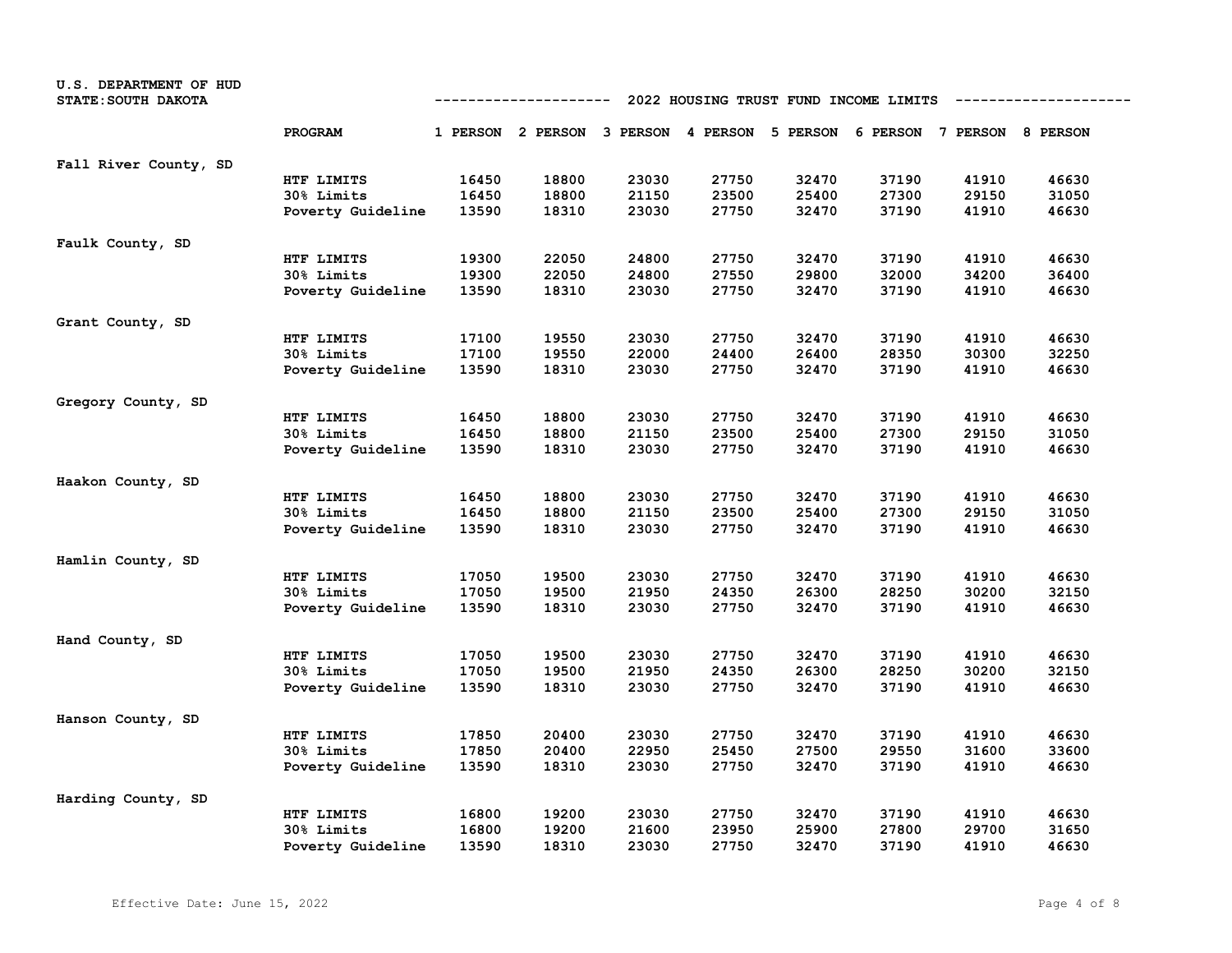U.S. DEPARTMENT OF HUD
STATE: SOUTH DAKOTA

## 2022 HOUSING TRUST FUND INCOME LIMITS

| | PROGRAM | 1 PERSON | 2 PERSON | 3 PERSON | 4 PERSON | 5 PERSON | 6 PERSON | 7 PERSON | 8 PERSON |
|---|---|---|---|---|---|---|---|---|---|
| Fall River County, SD | | | | | | | | | |
| | HTF LIMITS | 16450 | 18800 | 23030 | 27750 | 32470 | 37190 | 41910 | 46630 |
| | 30% Limits | 16450 | 18800 | 21150 | 23500 | 25400 | 27300 | 29150 | 31050 |
| | Poverty Guideline | 13590 | 18310 | 23030 | 27750 | 32470 | 37190 | 41910 | 46630 |
| Faulk County, SD | | | | | | | | | |
| | HTF LIMITS | 19300 | 22050 | 24800 | 27750 | 32470 | 37190 | 41910 | 46630 |
| | 30% Limits | 19300 | 22050 | 24800 | 27550 | 29800 | 32000 | 34200 | 36400 |
| | Poverty Guideline | 13590 | 18310 | 23030 | 27750 | 32470 | 37190 | 41910 | 46630 |
| Grant County, SD | | | | | | | | | |
| | HTF LIMITS | 17100 | 19550 | 23030 | 27750 | 32470 | 37190 | 41910 | 46630 |
| | 30% Limits | 17100 | 19550 | 22000 | 24400 | 26400 | 28350 | 30300 | 32250 |
| | Poverty Guideline | 13590 | 18310 | 23030 | 27750 | 32470 | 37190 | 41910 | 46630 |
| Gregory County, SD | | | | | | | | | |
| | HTF LIMITS | 16450 | 18800 | 23030 | 27750 | 32470 | 37190 | 41910 | 46630 |
| | 30% Limits | 16450 | 18800 | 21150 | 23500 | 25400 | 27300 | 29150 | 31050 |
| | Poverty Guideline | 13590 | 18310 | 23030 | 27750 | 32470 | 37190 | 41910 | 46630 |
| Haakon County, SD | | | | | | | | | |
| | HTF LIMITS | 16450 | 18800 | 23030 | 27750 | 32470 | 37190 | 41910 | 46630 |
| | 30% Limits | 16450 | 18800 | 21150 | 23500 | 25400 | 27300 | 29150 | 31050 |
| | Poverty Guideline | 13590 | 18310 | 23030 | 27750 | 32470 | 37190 | 41910 | 46630 |
| Hamlin County, SD | | | | | | | | | |
| | HTF LIMITS | 17050 | 19500 | 23030 | 27750 | 32470 | 37190 | 41910 | 46630 |
| | 30% Limits | 17050 | 19500 | 21950 | 24350 | 26300 | 28250 | 30200 | 32150 |
| | Poverty Guideline | 13590 | 18310 | 23030 | 27750 | 32470 | 37190 | 41910 | 46630 |
| Hand County, SD | | | | | | | | | |
| | HTF LIMITS | 17050 | 19500 | 23030 | 27750 | 32470 | 37190 | 41910 | 46630 |
| | 30% Limits | 17050 | 19500 | 21950 | 24350 | 26300 | 28250 | 30200 | 32150 |
| | Poverty Guideline | 13590 | 18310 | 23030 | 27750 | 32470 | 37190 | 41910 | 46630 |
| Hanson County, SD | | | | | | | | | |
| | HTF LIMITS | 17850 | 20400 | 23030 | 27750 | 32470 | 37190 | 41910 | 46630 |
| | 30% Limits | 17850 | 20400 | 22950 | 25450 | 27500 | 29550 | 31600 | 33600 |
| | Poverty Guideline | 13590 | 18310 | 23030 | 27750 | 32470 | 37190 | 41910 | 46630 |
| Harding County, SD | | | | | | | | | |
| | HTF LIMITS | 16800 | 19200 | 23030 | 27750 | 32470 | 37190 | 41910 | 46630 |
| | 30% Limits | 16800 | 19200 | 21600 | 23950 | 25900 | 27800 | 29700 | 31650 |
| | Poverty Guideline | 13590 | 18310 | 23030 | 27750 | 32470 | 37190 | 41910 | 46630 |

Effective Date: June 15, 2022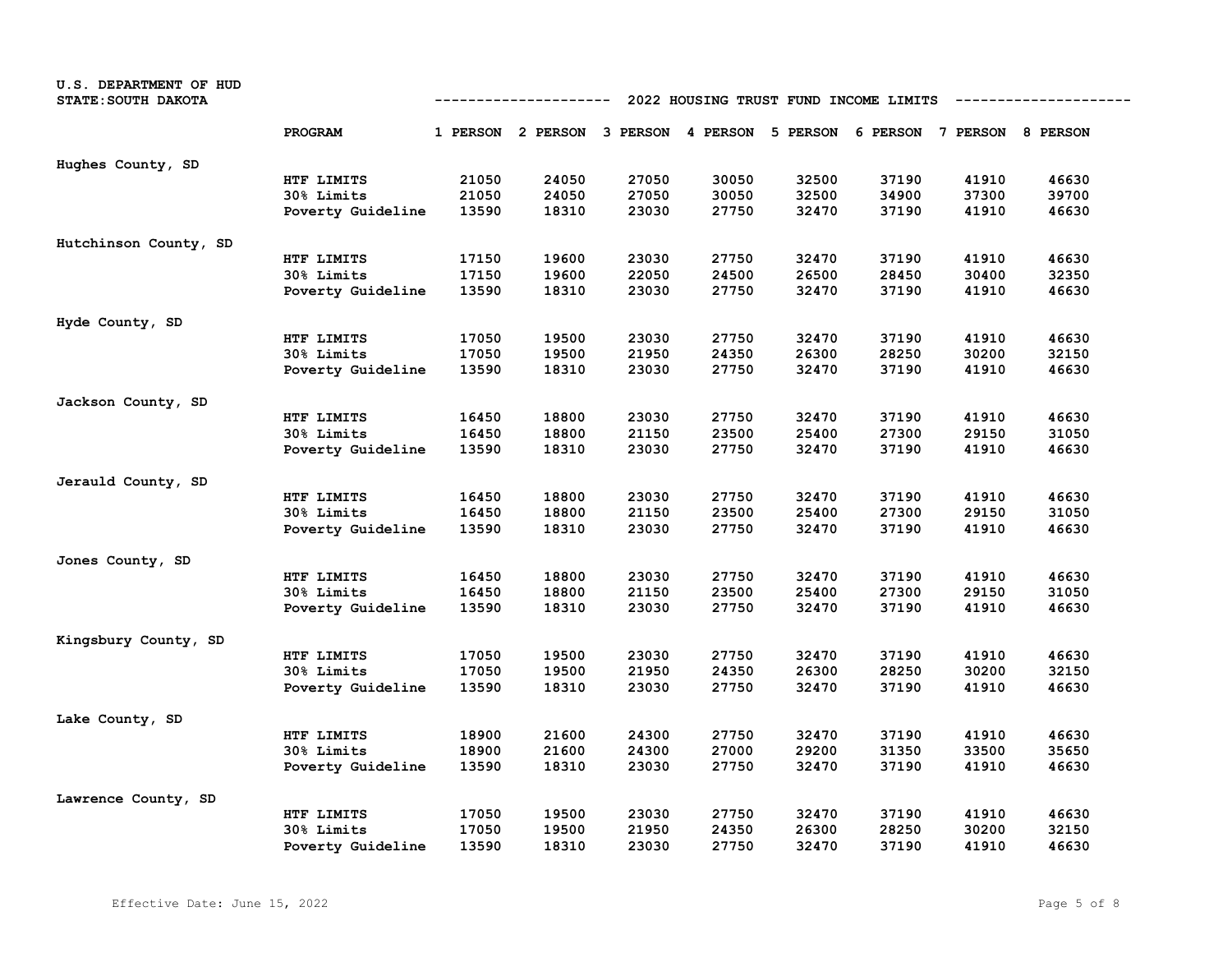U.S. DEPARTMENT OF HUD
STATE: SOUTH DAKOTA

## 2022 HOUSING TRUST FUND INCOME LIMITS

| | PROGRAM | 1 PERSON | 2 PERSON | 3 PERSON | 4 PERSON | 5 PERSON | 6 PERSON | 7 PERSON | 8 PERSON |
|---|---|---|---|---|---|---|---|---|---|
| Hughes County, SD | | | | | | | | | |
| | HTF LIMITS | 21050 | 24050 | 27050 | 30050 | 32500 | 37190 | 41910 | 46630 |
| | 30% Limits | 21050 | 24050 | 27050 | 30050 | 32500 | 34900 | 37300 | 39700 |
| | Poverty Guideline | 13590 | 18310 | 23030 | 27750 | 32470 | 37190 | 41910 | 46630 |
| Hutchinson County, SD | | | | | | | | | |
| | HTF LIMITS | 17150 | 19600 | 23030 | 27750 | 32470 | 37190 | 41910 | 46630 |
| | 30% Limits | 17150 | 19600 | 22050 | 24500 | 26500 | 28450 | 30400 | 32350 |
| | Poverty Guideline | 13590 | 18310 | 23030 | 27750 | 32470 | 37190 | 41910 | 46630 |
| Hyde County, SD | | | | | | | | | |
| | HTF LIMITS | 17050 | 19500 | 23030 | 27750 | 32470 | 37190 | 41910 | 46630 |
| | 30% Limits | 17050 | 19500 | 21950 | 24350 | 26300 | 28250 | 30200 | 32150 |
| | Poverty Guideline | 13590 | 18310 | 23030 | 27750 | 32470 | 37190 | 41910 | 46630 |
| Jackson County, SD | | | | | | | | | |
| | HTF LIMITS | 16450 | 18800 | 23030 | 27750 | 32470 | 37190 | 41910 | 46630 |
| | 30% Limits | 16450 | 18800 | 21150 | 23500 | 25400 | 27300 | 29150 | 31050 |
| | Poverty Guideline | 13590 | 18310 | 23030 | 27750 | 32470 | 37190 | 41910 | 46630 |
| Jerauld County, SD | | | | | | | | | |
| | HTF LIMITS | 16450 | 18800 | 23030 | 27750 | 32470 | 37190 | 41910 | 46630 |
| | 30% Limits | 16450 | 18800 | 21150 | 23500 | 25400 | 27300 | 29150 | 31050 |
| | Poverty Guideline | 13590 | 18310 | 23030 | 27750 | 32470 | 37190 | 41910 | 46630 |
| Jones County, SD | | | | | | | | | |
| | HTF LIMITS | 16450 | 18800 | 23030 | 27750 | 32470 | 37190 | 41910 | 46630 |
| | 30% Limits | 16450 | 18800 | 21150 | 23500 | 25400 | 27300 | 29150 | 31050 |
| | Poverty Guideline | 13590 | 18310 | 23030 | 27750 | 32470 | 37190 | 41910 | 46630 |
| Kingsbury County, SD | | | | | | | | | |
| | HTF LIMITS | 17050 | 19500 | 23030 | 27750 | 32470 | 37190 | 41910 | 46630 |
| | 30% Limits | 17050 | 19500 | 21950 | 24350 | 26300 | 28250 | 30200 | 32150 |
| | Poverty Guideline | 13590 | 18310 | 23030 | 27750 | 32470 | 37190 | 41910 | 46630 |
| Lake County, SD | | | | | | | | | |
| | HTF LIMITS | 18900 | 21600 | 24300 | 27750 | 32470 | 37190 | 41910 | 46630 |
| | 30% Limits | 18900 | 21600 | 24300 | 27000 | 29200 | 31350 | 33500 | 35650 |
| | Poverty Guideline | 13590 | 18310 | 23030 | 27750 | 32470 | 37190 | 41910 | 46630 |
| Lawrence County, SD | | | | | | | | | |
| | HTF LIMITS | 17050 | 19500 | 23030 | 27750 | 32470 | 37190 | 41910 | 46630 |
| | 30% Limits | 17050 | 19500 | 21950 | 24350 | 26300 | 28250 | 30200 | 32150 |
| | Poverty Guideline | 13590 | 18310 | 23030 | 27750 | 32470 | 37190 | 41910 | 46630 |

Effective Date: June 15, 2022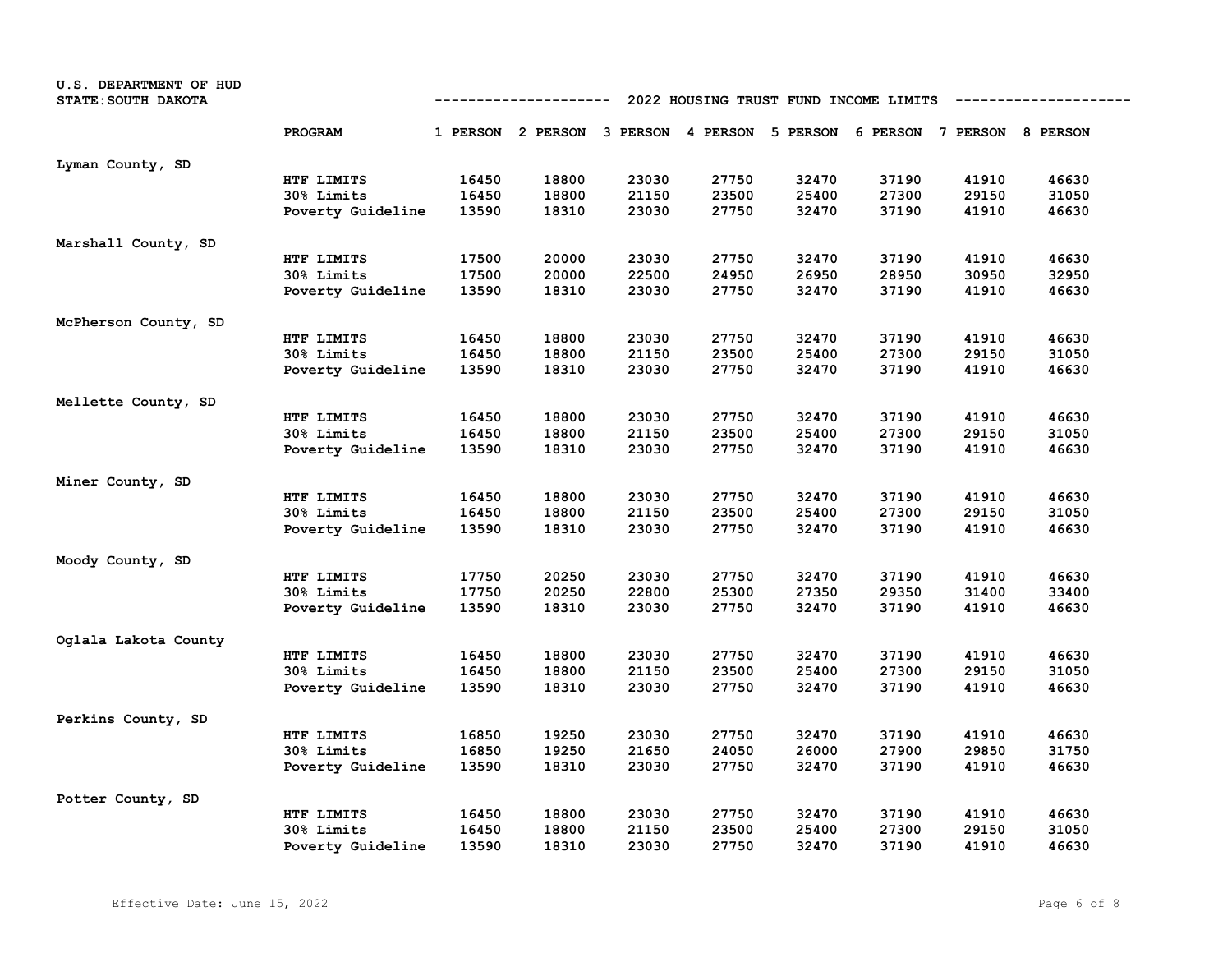U.S. DEPARTMENT OF HUD
STATE: SOUTH DAKOTA

## 2022 HOUSING TRUST FUND INCOME LIMITS

| | PROGRAM | 1 PERSON | 2 PERSON | 3 PERSON | 4 PERSON | 5 PERSON | 6 PERSON | 7 PERSON | 8 PERSON |
|---|---|---|---|---|---|---|---|---|---|
| Lyman County, SD | | | | | | | | | |
| | HTF LIMITS | 16450 | 18800 | 23030 | 27750 | 32470 | 37190 | 41910 | 46630 |
| | 30% Limits | 16450 | 18800 | 21150 | 23500 | 25400 | 27300 | 29150 | 31050 |
| | Poverty Guideline | 13590 | 18310 | 23030 | 27750 | 32470 | 37190 | 41910 | 46630 |
| Marshall County, SD | | | | | | | | | |
| | HTF LIMITS | 17500 | 20000 | 23030 | 27750 | 32470 | 37190 | 41910 | 46630 |
| | 30% Limits | 17500 | 20000 | 22500 | 24950 | 26950 | 28950 | 30950 | 32950 |
| | Poverty Guideline | 13590 | 18310 | 23030 | 27750 | 32470 | 37190 | 41910 | 46630 |
| McPherson County, SD | | | | | | | | | |
| | HTF LIMITS | 16450 | 18800 | 23030 | 27750 | 32470 | 37190 | 41910 | 46630 |
| | 30% Limits | 16450 | 18800 | 21150 | 23500 | 25400 | 27300 | 29150 | 31050 |
| | Poverty Guideline | 13590 | 18310 | 23030 | 27750 | 32470 | 37190 | 41910 | 46630 |
| Mellette County, SD | | | | | | | | | |
| | HTF LIMITS | 16450 | 18800 | 23030 | 27750 | 32470 | 37190 | 41910 | 46630 |
| | 30% Limits | 16450 | 18800 | 21150 | 23500 | 25400 | 27300 | 29150 | 31050 |
| | Poverty Guideline | 13590 | 18310 | 23030 | 27750 | 32470 | 37190 | 41910 | 46630 |
| Miner County, SD | | | | | | | | | |
| | HTF LIMITS | 16450 | 18800 | 23030 | 27750 | 32470 | 37190 | 41910 | 46630 |
| | 30% Limits | 16450 | 18800 | 21150 | 23500 | 25400 | 27300 | 29150 | 31050 |
| | Poverty Guideline | 13590 | 18310 | 23030 | 27750 | 32470 | 37190 | 41910 | 46630 |
| Moody County, SD | | | | | | | | | |
| | HTF LIMITS | 17750 | 20250 | 23030 | 27750 | 32470 | 37190 | 41910 | 46630 |
| | 30% Limits | 17750 | 20250 | 22800 | 25300 | 27350 | 29350 | 31400 | 33400 |
| | Poverty Guideline | 13590 | 18310 | 23030 | 27750 | 32470 | 37190 | 41910 | 46630 |
| Oglala Lakota County | | | | | | | | | |
| | HTF LIMITS | 16450 | 18800 | 23030 | 27750 | 32470 | 37190 | 41910 | 46630 |
| | 30% Limits | 16450 | 18800 | 21150 | 23500 | 25400 | 27300 | 29150 | 31050 |
| | Poverty Guideline | 13590 | 18310 | 23030 | 27750 | 32470 | 37190 | 41910 | 46630 |
| Perkins County, SD | | | | | | | | | |
| | HTF LIMITS | 16850 | 19250 | 23030 | 27750 | 32470 | 37190 | 41910 | 46630 |
| | 30% Limits | 16850 | 19250 | 21650 | 24050 | 26000 | 27900 | 29850 | 31750 |
| | Poverty Guideline | 13590 | 18310 | 23030 | 27750 | 32470 | 37190 | 41910 | 46630 |
| Potter County, SD | | | | | | | | | |
| | HTF LIMITS | 16450 | 18800 | 23030 | 27750 | 32470 | 37190 | 41910 | 46630 |
| | 30% Limits | 16450 | 18800 | 21150 | 23500 | 25400 | 27300 | 29150 | 31050 |
| | Poverty Guideline | 13590 | 18310 | 23030 | 27750 | 32470 | 37190 | 41910 | 46630 |

Effective Date: June 15, 2022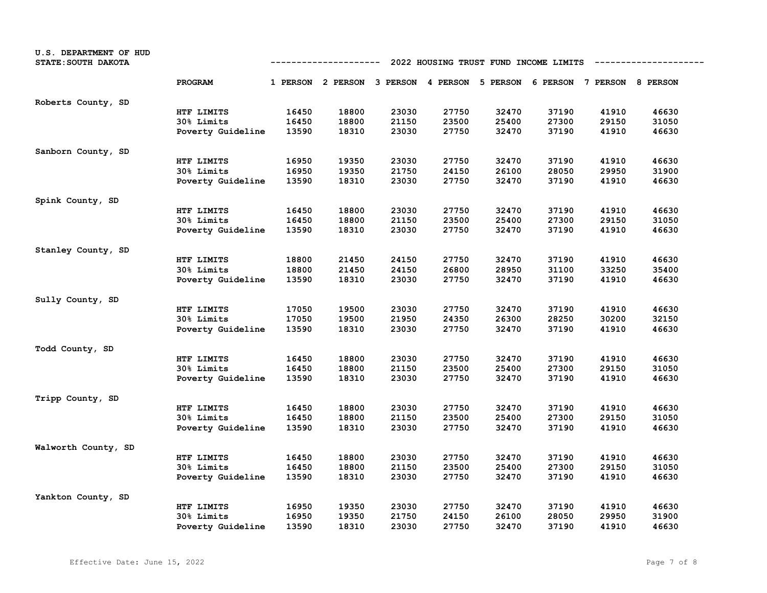U.S. DEPARTMENT OF HUD
STATE: SOUTH DAKOTA

## 2022 HOUSING TRUST FUND INCOME LIMITS

| | PROGRAM | 1 PERSON | 2 PERSON | 3 PERSON | 4 PERSON | 5 PERSON | 6 PERSON | 7 PERSON | 8 PERSON |
|---|---|---|---|---|---|---|---|---|---|
| Roberts County, SD | | | | | | | | | |
| | HTF LIMITS | 16450 | 18800 | 23030 | 27750 | 32470 | 37190 | 41910 | 46630 |
| | 30% Limits | 16450 | 18800 | 21150 | 23500 | 25400 | 27300 | 29150 | 31050 |
| | Poverty Guideline | 13590 | 18310 | 23030 | 27750 | 32470 | 37190 | 41910 | 46630 |
| Sanborn County, SD | | | | | | | | | |
| | HTF LIMITS | 16950 | 19350 | 23030 | 27750 | 32470 | 37190 | 41910 | 46630 |
| | 30% Limits | 16950 | 19350 | 21750 | 24150 | 26100 | 28050 | 29950 | 31900 |
| | Poverty Guideline | 13590 | 18310 | 23030 | 27750 | 32470 | 37190 | 41910 | 46630 |
| Spink County, SD | | | | | | | | | |
| | HTF LIMITS | 16450 | 18800 | 23030 | 27750 | 32470 | 37190 | 41910 | 46630 |
| | 30% Limits | 16450 | 18800 | 21150 | 23500 | 25400 | 27300 | 29150 | 31050 |
| | Poverty Guideline | 13590 | 18310 | 23030 | 27750 | 32470 | 37190 | 41910 | 46630 |
| Stanley County, SD | | | | | | | | | |
| | HTF LIMITS | 18800 | 21450 | 24150 | 27750 | 32470 | 37190 | 41910 | 46630 |
| | 30% Limits | 18800 | 21450 | 24150 | 26800 | 28950 | 31100 | 33250 | 35400 |
| | Poverty Guideline | 13590 | 18310 | 23030 | 27750 | 32470 | 37190 | 41910 | 46630 |
| Sully County, SD | | | | | | | | | |
| | HTF LIMITS | 17050 | 19500 | 23030 | 27750 | 32470 | 37190 | 41910 | 46630 |
| | 30% Limits | 17050 | 19500 | 21950 | 24350 | 26300 | 28250 | 30200 | 32150 |
| | Poverty Guideline | 13590 | 18310 | 23030 | 27750 | 32470 | 37190 | 41910 | 46630 |
| Todd County, SD | | | | | | | | | |
| | HTF LIMITS | 16450 | 18800 | 23030 | 27750 | 32470 | 37190 | 41910 | 46630 |
| | 30% Limits | 16450 | 18800 | 21150 | 23500 | 25400 | 27300 | 29150 | 31050 |
| | Poverty Guideline | 13590 | 18310 | 23030 | 27750 | 32470 | 37190 | 41910 | 46630 |
| Tripp County, SD | | | | | | | | | |
| | HTF LIMITS | 16450 | 18800 | 23030 | 27750 | 32470 | 37190 | 41910 | 46630 |
| | 30% Limits | 16450 | 18800 | 21150 | 23500 | 25400 | 27300 | 29150 | 31050 |
| | Poverty Guideline | 13590 | 18310 | 23030 | 27750 | 32470 | 37190 | 41910 | 46630 |
| Walworth County, SD | | | | | | | | | |
| | HTF LIMITS | 16450 | 18800 | 23030 | 27750 | 32470 | 37190 | 41910 | 46630 |
| | 30% Limits | 16450 | 18800 | 21150 | 23500 | 25400 | 27300 | 29150 | 31050 |
| | Poverty Guideline | 13590 | 18310 | 23030 | 27750 | 32470 | 37190 | 41910 | 46630 |
| Yankton County, SD | | | | | | | | | |
| | HTF LIMITS | 16950 | 19350 | 23030 | 27750 | 32470 | 37190 | 41910 | 46630 |
| | 30% Limits | 16950 | 19350 | 21750 | 24150 | 26100 | 28050 | 29950 | 31900 |
| | Poverty Guideline | 13590 | 18310 | 23030 | 27750 | 32470 | 37190 | 41910 | 46630 |

Effective Date: June 15, 2022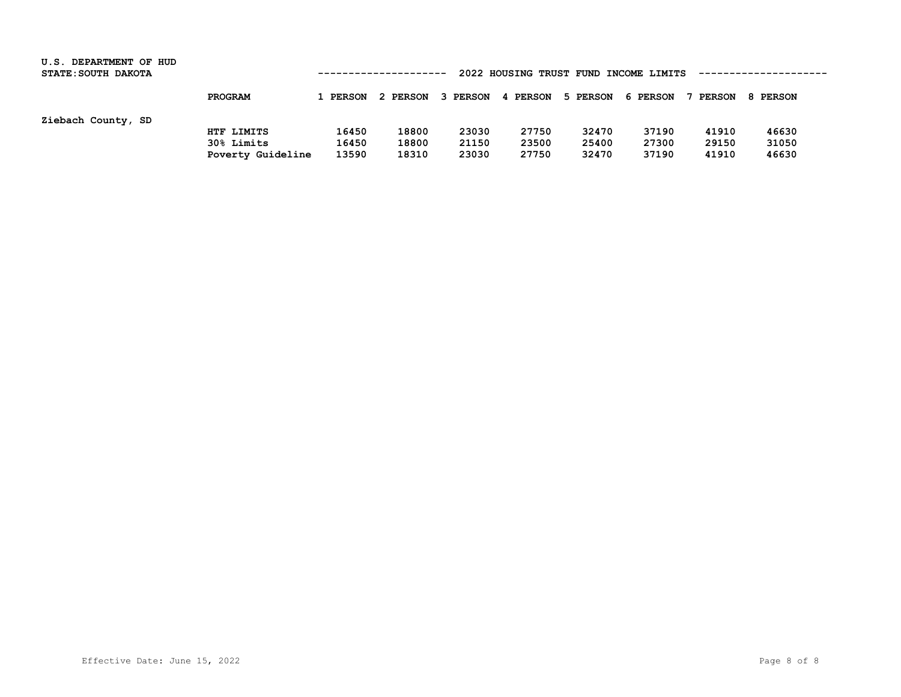U.S. DEPARTMENT OF HUD
STATE: SOUTH DAKOTA

## 2022 HOUSING TRUST FUND INCOME LIMITS

| | PROGRAM | 1 PERSON | 2 PERSON | 3 PERSON | 4 PERSON | 5 PERSON | 6 PERSON | 7 PERSON | 8 PERSON |
|---|---|---|---|---|---|---|---|---|---|
| Ziebach County, SD | | | | | | | | | |
| | HTF LIMITS | 16450 | 18800 | 23030 | 27750 | 32470 | 37190 | 41910 | 46630 |
| | 30% Limits | 16450 | 18800 | 21150 | 23500 | 25400 | 27300 | 29150 | 31050 |
| | Poverty Guideline | 13590 | 18310 | 23030 | 27750 | 32470 | 37190 | 41910 | 46630 |

Effective Date: June 15, 2022